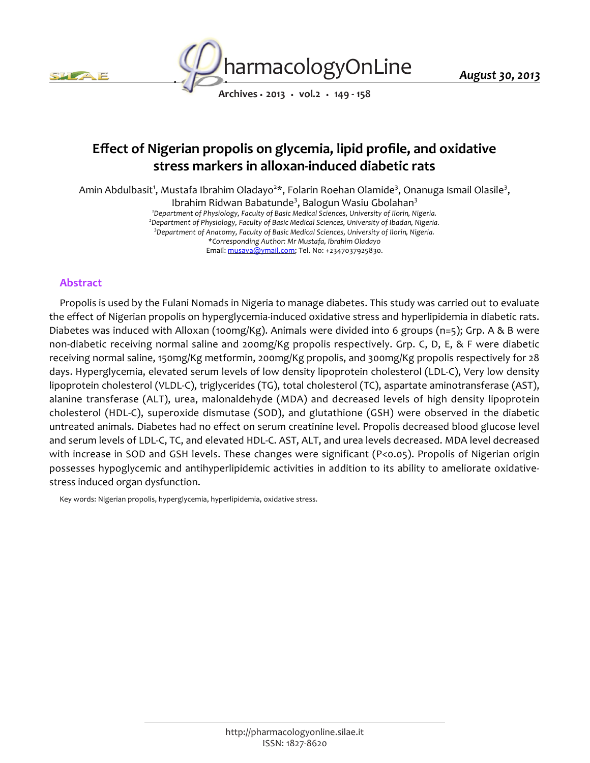# Effect of Nigerian propolis on glycemia, lipid profile, and oxidative stress markers in alloxan-induced diabetic rats

Amin Abdulbasit[1], Mustafa Ibrahim Oladayo[2]*, Folarin Roehan Olamide[3], Onanuga Ismail Olasile[3], Ibrahim Ridwan Babatunde[3], Balogun Wasiu Gbolahan[3]

[1]*Department of Physiology, Faculty of Basic Medical Sciences, University of Ilorin, Nigeria.*
[2]*Department of Physiology, Faculty of Basic Medical Sciences, University of Ibadan, Nigeria.*
[3]*Department of Anatomy, Faculty of Basic Medical Sciences, University of Ilorin, Nigeria.*
**Corresponding Author: Mr Mustafa, Ibrahim Oladayo*
Email: musava@ymail.com; Tel. No: +2347037925830.

## Abstract

Propolis is used by the Fulani Nomads in Nigeria to manage diabetes. This study was carried out to evaluate the effect of Nigerian propolis on hyperglycemia-induced oxidative stress and hyperlipidemia in diabetic rats. Diabetes was induced with Alloxan (100mg/Kg). Animals were divided into 6 groups (n=5); Grp. A & B were non-diabetic receiving normal saline and 200mg/Kg propolis respectively. Grp. C, D, E, & F were diabetic receiving normal saline, 150mg/Kg metformin, 200mg/Kg propolis, and 300mg/Kg propolis respectively for 28 days. Hyperglycemia, elevated serum levels of low density lipoprotein cholesterol (LDL-C), Very low density lipoprotein cholesterol (VLDL-C), triglycerides (TG), total cholesterol (TC), aspartate aminotransferase (AST), alanine transferase (ALT), urea, malonaldehyde (MDA) and decreased levels of high density lipoprotein cholesterol (HDL-C), superoxide dismutase (SOD), and glutathione (GSH) were observed in the diabetic untreated animals. Diabetes had no effect on serum creatinine level. Propolis decreased blood glucose level and serum levels of LDL-C, TC, and elevated HDL-C. AST, ALT, and urea levels decreased. MDA level decreased with increase in SOD and GSH levels. These changes were significant ($P<0.05$). Propolis of Nigerian origin possesses hypoglycemic and antihyperlipidemic activities in addition to its ability to ameliorate oxidative-stress induced organ dysfunction.

Key words: Nigerian propolis, hyperglycemia, hyperlipidemia, oxidative stress.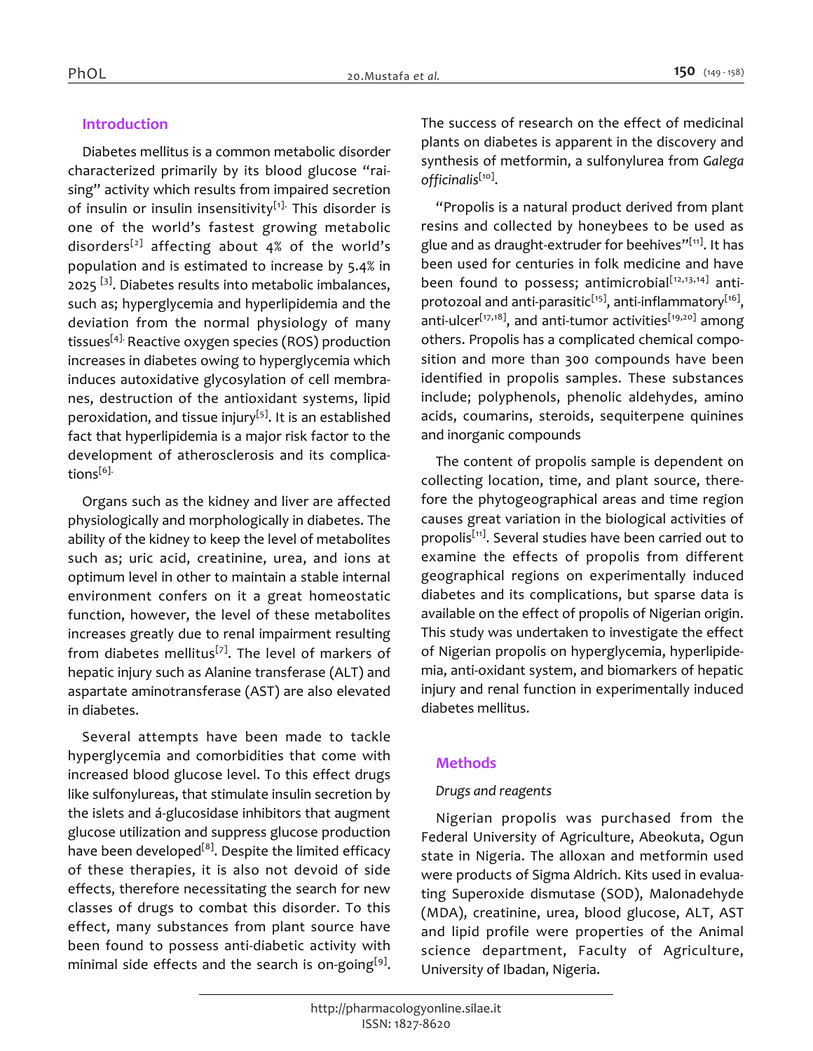## Introduction

Diabetes mellitus is a common metabolic disorder characterized primarily by its blood glucose "raising" activity which results from impaired secretion of insulin or insulin insensitivity[1]. This disorder is one of the world's fastest growing metabolic disorders[2] affecting about 4% of the world's population and is estimated to increase by 5.4% in 2025 [3]. Diabetes results into metabolic imbalances, such as; hyperglycemia and hyperlipidemia and the deviation from the normal physiology of many tissues[4]. Reactive oxygen species (ROS) production increases in diabetes owing to hyperglycemia which induces autoxidative glycosylation of cell membranes, destruction of the antioxidant systems, lipid peroxidation, and tissue injury[5]. It is an established fact that hyperlipidemia is a major risk factor to the development of atherosclerosis and its complications[6].

Organs such as the kidney and liver are affected physiologically and morphologically in diabetes. The ability of the kidney to keep the level of metabolites such as; uric acid, creatinine, urea, and ions at optimum level in other to maintain a stable internal environment confers on it a great homeostatic function, however, the level of these metabolites increases greatly due to renal impairment resulting from diabetes mellitus[7]. The level of markers of hepatic injury such as Alanine transferase (ALT) and aspartate aminotransferase (AST) are also elevated in diabetes.

Several attempts have been made to tackle hyperglycemia and comorbidities that come with increased blood glucose level. To this effect drugs like sulfonylureas, that stimulate insulin secretion by the islets and á-glucosidase inhibitors that augment glucose utilization and suppress glucose production have been developed[8]. Despite the limited efficacy of these therapies, it is also not devoid of side effects, therefore necessitating the search for new classes of drugs to combat this disorder. To this effect, many substances from plant source have been found to possess anti-diabetic activity with minimal side effects and the search is on-going[9]. The success of research on the effect of medicinal plants on diabetes is apparent in the discovery and synthesis of metformin, a sulfonylurea from *Galega officinalis*[10].

"Propolis is a natural product derived from plant resins and collected by honeybees to be used as glue and as draught-extruder for beehives"[11]. It has been used for centuries in folk medicine and have been found to possess; antimicrobial[12,13,14] anti-protozoal and anti-parasitic[15], anti-inflammatory[16], anti-ulcer[17,18], and anti-tumor activities[19,20] among others. Propolis has a complicated chemical composition and more than 300 compounds have been identified in propolis samples. These substances include; polyphenols, phenolic aldehydes, amino acids, coumarins, steroids, sequiterpene quinines and inorganic compounds

The content of propolis sample is dependent on collecting location, time, and plant source, therefore the phytogeographical areas and time region causes great variation in the biological activities of propolis[11]. Several studies have been carried out to examine the effects of propolis from different geographical regions on experimentally induced diabetes and its complications, but sparse data is available on the effect of propolis of Nigerian origin. This study was undertaken to investigate the effect of Nigerian propolis on hyperglycemia, hyperlipidemia, anti-oxidant system, and biomarkers of hepatic injury and renal function in experimentally induced diabetes mellitus.

## Methods

*Drugs and reagents*

Nigerian propolis was purchased from the Federal University of Agriculture, Abeokuta, Ogun state in Nigeria. The alloxan and metformin used were products of Sigma Aldrich. Kits used in evaluating Superoxide dismutase (SOD), Malonadehyde (MDA), creatinine, urea, blood glucose, ALT, AST and lipid profile were properties of the Animal science department, Faculty of Agriculture, University of Ibadan, Nigeria.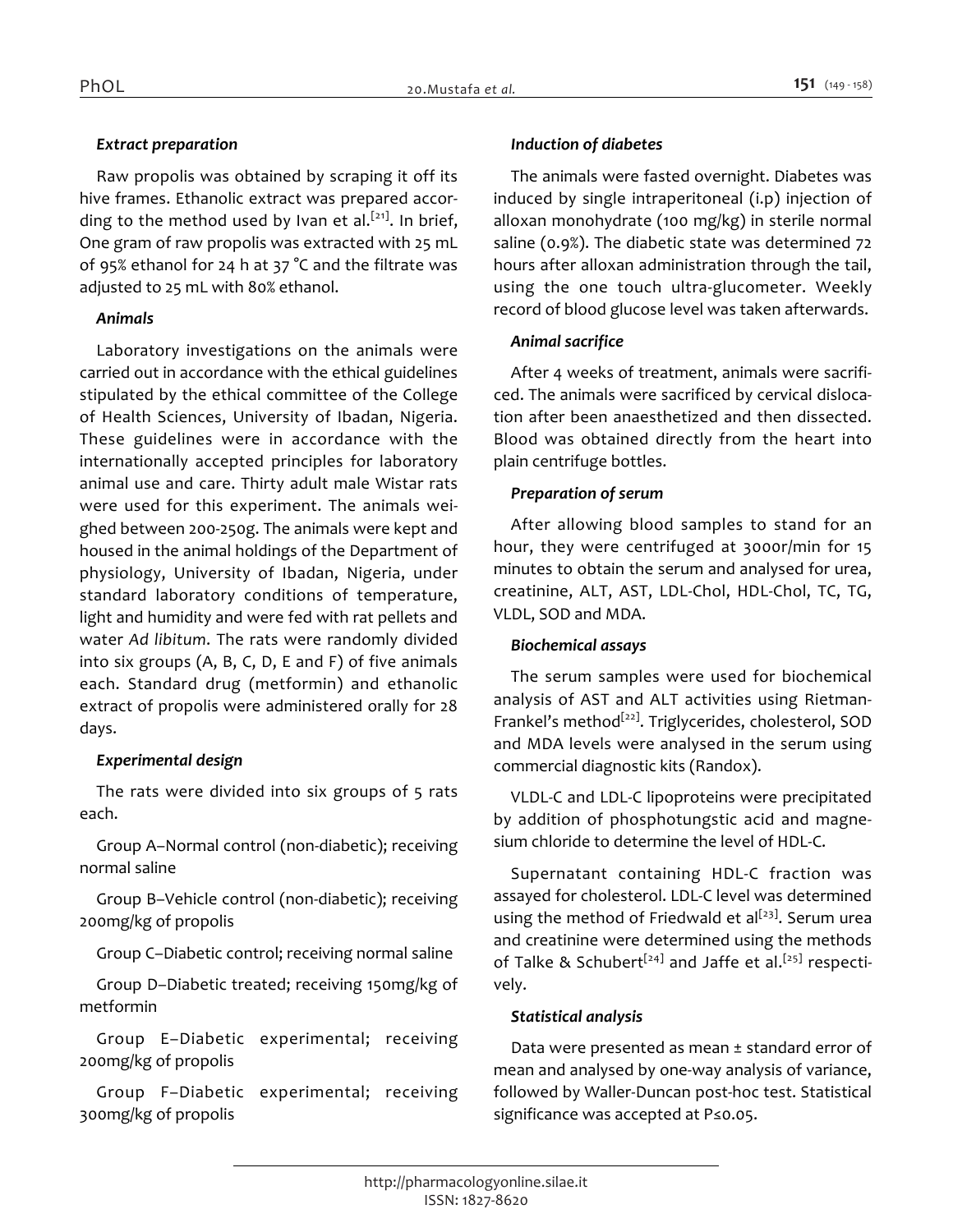### *Extract preparation*

Raw propolis was obtained by scraping it off its hive frames. Ethanolic extract was prepared according to the method used by Ivan et al.[21]. In brief, One gram of raw propolis was extracted with 25 mL of 95% ethanol for 24 h at 37 °C and the filtrate was adjusted to 25 mL with 80% ethanol.

### *Animals*

Laboratory investigations on the animals were carried out in accordance with the ethical guidelines stipulated by the ethical committee of the College of Health Sciences, University of Ibadan, Nigeria. These guidelines were in accordance with the internationally accepted principles for laboratory animal use and care. Thirty adult male Wistar rats were used for this experiment. The animals weighed between 200-250g. The animals were kept and housed in the animal holdings of the Department of physiology, University of Ibadan, Nigeria, under standard laboratory conditions of temperature, light and humidity and were fed with rat pellets and water *Ad libitum*. The rats were randomly divided into six groups (A, B, C, D, E and F) of five animals each. Standard drug (metformin) and ethanolic extract of propolis were administered orally for 28 days.

### *Experimental design*

The rats were divided into six groups of 5 rats each.

Group A–Normal control (non-diabetic); receiving normal saline

Group B–Vehicle control (non-diabetic); receiving 200mg/kg of propolis

Group C–Diabetic control; receiving normal saline

Group D–Diabetic treated; receiving 150mg/kg of metformin

Group E–Diabetic experimental; receiving 200mg/kg of propolis

Group F–Diabetic experimental; receiving 300mg/kg of propolis

### *Induction of diabetes*

The animals were fasted overnight. Diabetes was induced by single intraperitoneal (i.p) injection of alloxan monohydrate (100 mg/kg) in sterile normal saline (0.9%). The diabetic state was determined 72 hours after alloxan administration through the tail, using the one touch ultra-glucometer. Weekly record of blood glucose level was taken afterwards.

### *Animal sacrifice*

After 4 weeks of treatment, animals were sacrificed. The animals were sacrificed by cervical dislocation after been anaesthetized and then dissected. Blood was obtained directly from the heart into plain centrifuge bottles.

### *Preparation of serum*

After allowing blood samples to stand for an hour, they were centrifuged at 3000r/min for 15 minutes to obtain the serum and analysed for urea, creatinine, ALT, AST, LDL-Chol, HDL-Chol, TC, TG, VLDL, SOD and MDA.

### *Biochemical assays*

The serum samples were used for biochemical analysis of AST and ALT activities using Rietman-Frankel's method[22]. Triglycerides, cholesterol, SOD and MDA levels were analysed in the serum using commercial diagnostic kits (Randox).

VLDL-C and LDL-C lipoproteins were precipitated by addition of phosphotungstic acid and magnesium chloride to determine the level of HDL-C.

Supernatant containing HDL-C fraction was assayed for cholesterol. LDL-C level was determined using the method of Friedwald et al[23]. Serum urea and creatinine were determined using the methods of Talke & Schubert[24] and Jaffe et al.[25] respectively.

### *Statistical analysis*

Data were presented as mean ± standard error of mean and analysed by one-way analysis of variance, followed by Waller-Duncan post-hoc test. Statistical significance was accepted at $P \leq 0.05$.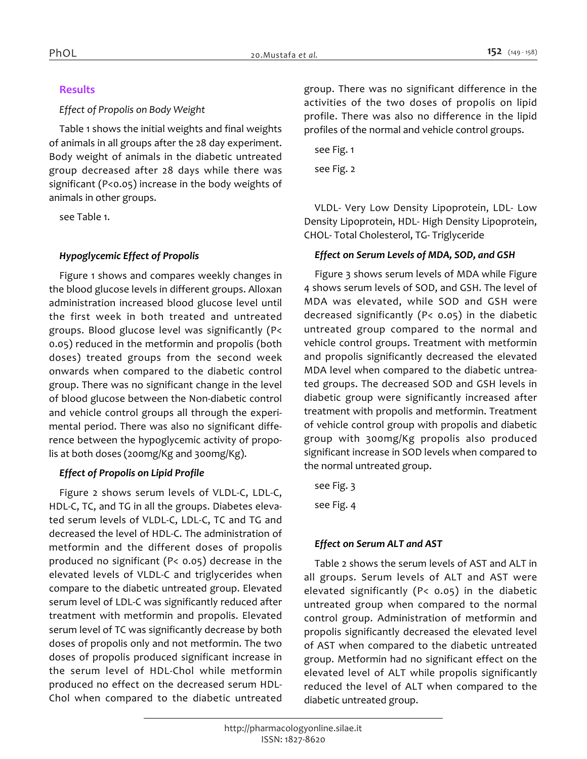## Results

*Effect of Propolis on Body Weight*

Table 1 shows the initial weights and final weights of animals in all groups after the 28 day experiment. Body weight of animals in the diabetic untreated group decreased after 28 days while there was significant ($P<0.05$) increase in the body weights of animals in other groups.

see Table 1.

### *Hypoglycemic Effect of Propolis*

Figure 1 shows and compares weekly changes in the blood glucose levels in different groups. Alloxan administration increased blood glucose level until the first week in both treated and untreated groups. Blood glucose level was significantly ($P< 0.05$) reduced in the metformin and propolis (both doses) treated groups from the second week onwards when compared to the diabetic control group. There was no significant change in the level of blood glucose between the Non-diabetic control and vehicle control groups all through the experimental period. There was also no significant difference between the hypoglycemic activity of propolis at both doses (200mg/Kg and 300mg/Kg).

### *Effect of Propolis on Lipid Profile*

Figure 2 shows serum levels of VLDL-C, LDL-C, HDL-C, TC, and TG in all the groups. Diabetes elevated serum levels of VLDL-C, LDL-C, TC and TG and decreased the level of HDL-C. The administration of metformin and the different doses of propolis produced no significant ($P< 0.05$) decrease in the elevated levels of VLDL-C and triglycerides when compare to the diabetic untreated group. Elevated serum level of LDL-C was significantly reduced after treatment with metformin and propolis. Elevated serum level of TC was significantly decrease by both doses of propolis only and not metformin. The two doses of propolis produced significant increase in the serum level of HDL-Chol while metformin produced no effect on the decreased serum HDL-Chol when compared to the diabetic untreated group. There was no significant difference in the activities of the two doses of propolis on lipid profile. There was also no difference in the lipid profiles of the normal and vehicle control groups.

see Fig. 1

see Fig. 2

VLDL- Very Low Density Lipoprotein, LDL- Low Density Lipoprotein, HDL- High Density Lipoprotein, CHOL- Total Cholesterol, TG- Triglyceride

### *Effect on Serum Levels of MDA, SOD, and GSH*

Figure 3 shows serum levels of MDA while Figure 4 shows serum levels of SOD, and GSH. The level of MDA was elevated, while SOD and GSH were decreased significantly ($P< 0.05$) in the diabetic untreated group compared to the normal and vehicle control groups. Treatment with metformin and propolis significantly decreased the elevated MDA level when compared to the diabetic untreated groups. The decreased SOD and GSH levels in diabetic group were significantly increased after treatment with propolis and metformin. Treatment of vehicle control group with propolis and diabetic group with 300mg/Kg propolis also produced significant increase in SOD levels when compared to the normal untreated group.

see Fig. 3

see Fig. 4

### *Effect on Serum ALT and AST*

Table 2 shows the serum levels of AST and ALT in all groups. Serum levels of ALT and AST were elevated significantly ($P< 0.05$) in the diabetic untreated group when compared to the normal control group. Administration of metformin and propolis significantly decreased the elevated level of AST when compared to the diabetic untreated group. Metformin had no significant effect on the elevated level of ALT while propolis significantly reduced the level of ALT when compared to the diabetic untreated group.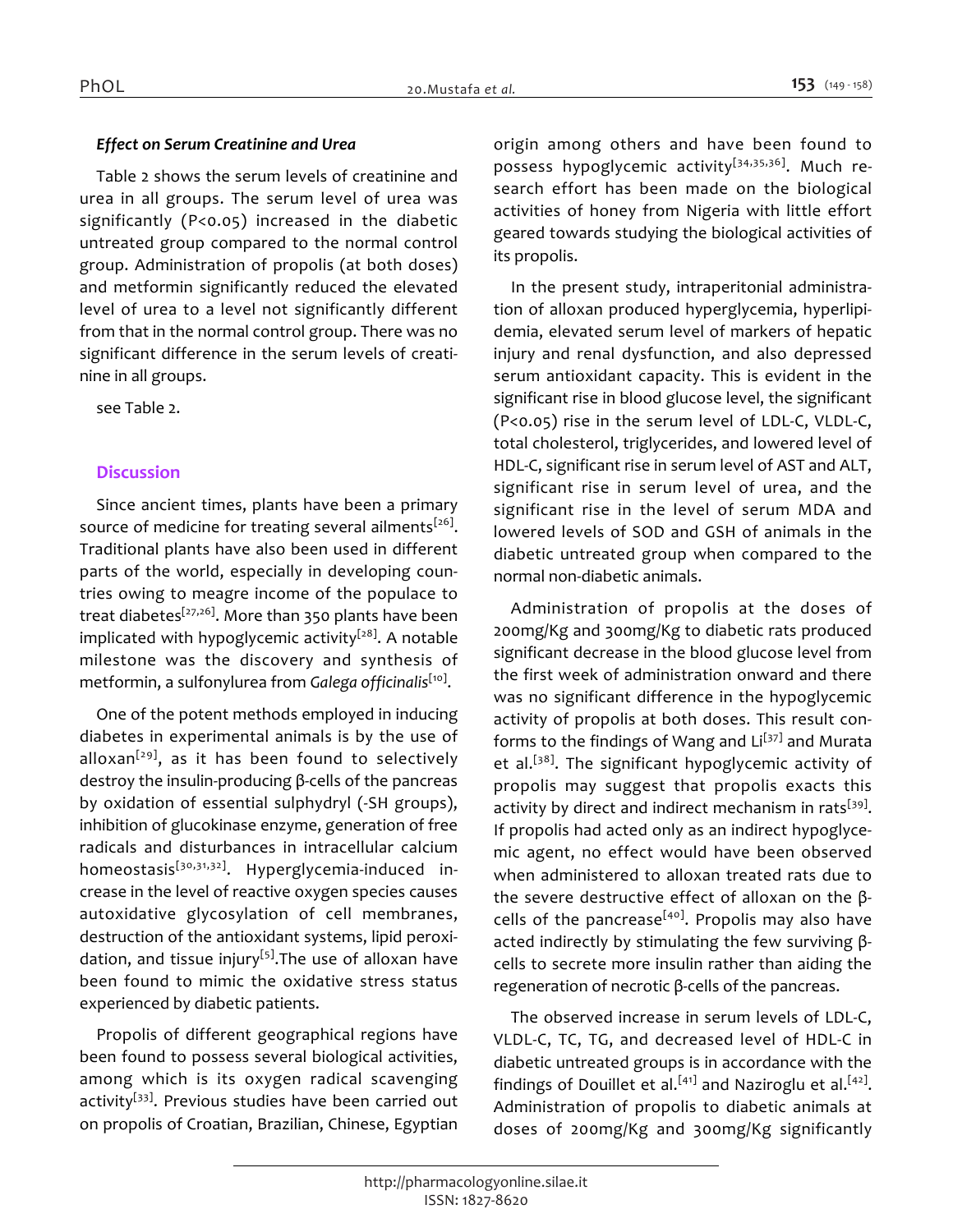### *Effect on Serum Creatinine and Urea*

Table 2 shows the serum levels of creatinine and urea in all groups. The serum level of urea was significantly ($P<0.05$) increased in the diabetic untreated group compared to the normal control group. Administration of propolis (at both doses) and metformin significantly reduced the elevated level of urea to a level not significantly different from that in the normal control group. There was no significant difference in the serum levels of creatinine in all groups.

see Table 2.

## Discussion

Since ancient times, plants have been a primary source of medicine for treating several ailments[26]. Traditional plants have also been used in different parts of the world, especially in developing countries owing to meagre income of the populace to treat diabetes[27,26]. More than 350 plants have been implicated with hypoglycemic activity[28]. A notable milestone was the discovery and synthesis of metformin, a sulfonylurea from *Galega officinalis*[10].

One of the potent methods employed in inducing diabetes in experimental animals is by the use of alloxan[29], as it has been found to selectively destroy the insulin-producing β-cells of the pancreas by oxidation of essential sulphydryl (-SH groups), inhibition of glucokinase enzyme, generation of free radicals and disturbances in intracellular calcium homeostasis[30,31,32]. Hyperglycemia-induced increase in the level of reactive oxygen species causes autoxidative glycosylation of cell membranes, destruction of the antioxidant systems, lipid peroxidation, and tissue injury[5].The use of alloxan have been found to mimic the oxidative stress status experienced by diabetic patients.

Propolis of different geographical regions have been found to possess several biological activities, among which is its oxygen radical scavenging activity[33]. Previous studies have been carried out on propolis of Croatian, Brazilian, Chinese, Egyptian origin among others and have been found to possess hypoglycemic activity[34,35,36]. Much research effort has been made on the biological activities of honey from Nigeria with little effort geared towards studying the biological activities of its propolis.

In the present study, intraperitonial administration of alloxan produced hyperglycemia, hyperlipidemia, elevated serum level of markers of hepatic injury and renal dysfunction, and also depressed serum antioxidant capacity. This is evident in the significant rise in blood glucose level, the significant ($P<0.05$) rise in the serum level of LDL-C, VLDL-C, total cholesterol, triglycerides, and lowered level of HDL-C, significant rise in serum level of AST and ALT, significant rise in serum level of urea, and the significant rise in the level of serum MDA and lowered levels of SOD and GSH of animals in the diabetic untreated group when compared to the normal non-diabetic animals.

Administration of propolis at the doses of 200mg/Kg and 300mg/Kg to diabetic rats produced significant decrease in the blood glucose level from the first week of administration onward and there was no significant difference in the hypoglycemic activity of propolis at both doses. This result conforms to the findings of Wang and Li[37] and Murata et al.[38]. The significant hypoglycemic activity of propolis may suggest that propolis exacts this activity by direct and indirect mechanism in rats[39]. If propolis had acted only as an indirect hypoglycemic agent, no effect would have been observed when administered to alloxan treated rats due to the severe destructive effect of alloxan on the β-cells of the pancrease[40]. Propolis may also have acted indirectly by stimulating the few surviving β-cells to secrete more insulin rather than aiding the regeneration of necrotic β-cells of the pancreas.

The observed increase in serum levels of LDL-C, VLDL-C, TC, TG, and decreased level of HDL-C in diabetic untreated groups is in accordance with the findings of Douillet et al.[41] and Naziroglu et al.[42]. Administration of propolis to diabetic animals at doses of 200mg/Kg and 300mg/Kg significantly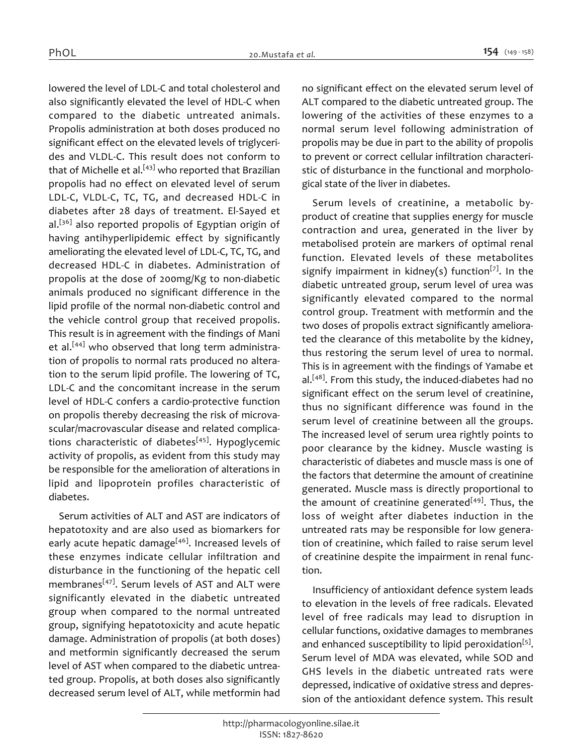lowered the level of LDL-C and total cholesterol and also significantly elevated the level of HDL-C when compared to the diabetic untreated animals. Propolis administration at both doses produced no significant effect on the elevated levels of triglycerides and VLDL-C. This result does not conform to that of Michelle et al.[43] who reported that Brazilian propolis had no effect on elevated level of serum LDL-C, VLDL-C, TC, TG, and decreased HDL-C in diabetes after 28 days of treatment. El-Sayed et al.[36] also reported propolis of Egyptian origin of having antihyperlipidemic effect by significantly ameliorating the elevated level of LDL-C, TC, TG, and decreased HDL-C in diabetes. Administration of propolis at the dose of 200mg/Kg to non-diabetic animals produced no significant difference in the lipid profile of the normal non-diabetic control and the vehicle control group that received propolis. This result is in agreement with the findings of Mani et al.[44] who observed that long term administration of propolis to normal rats produced no alteration to the serum lipid profile. The lowering of TC, LDL-C and the concomitant increase in the serum level of HDL-C confers a cardio-protective function on propolis thereby decreasing the risk of microvascular/macrovascular disease and related complications characteristic of diabetes[45]. Hypoglycemic activity of propolis, as evident from this study may be responsible for the amelioration of alterations in lipid and lipoprotein profiles characteristic of diabetes.

Serum activities of ALT and AST are indicators of hepatotoxity and are also used as biomarkers for early acute hepatic damage[46]. Increased levels of these enzymes indicate cellular infiltration and disturbance in the functioning of the hepatic cell membranes[47]. Serum levels of AST and ALT were significantly elevated in the diabetic untreated group when compared to the normal untreated group, signifying hepatotoxicity and acute hepatic damage. Administration of propolis (at both doses) and metformin significantly decreased the serum level of AST when compared to the diabetic untreated group. Propolis, at both doses also significantly decreased serum level of ALT, while metformin had no significant effect on the elevated serum level of ALT compared to the diabetic untreated group. The lowering of the activities of these enzymes to a normal serum level following administration of propolis may be due in part to the ability of propolis to prevent or correct cellular infiltration characteristic of disturbance in the functional and morphological state of the liver in diabetes.

Serum levels of creatinine, a metabolic by-product of creatine that supplies energy for muscle contraction and urea, generated in the liver by metabolised protein are markers of optimal renal function. Elevated levels of these metabolites signify impairment in kidney(s) function[7]. In the diabetic untreated group, serum level of urea was significantly elevated compared to the normal control group. Treatment with metformin and the two doses of propolis extract significantly ameliorated the clearance of this metabolite by the kidney, thus restoring the serum level of urea to normal. This is in agreement with the findings of Yamabe et al.[48]. From this study, the induced-diabetes had no significant effect on the serum level of creatinine, thus no significant difference was found in the serum level of creatinine between all the groups. The increased level of serum urea rightly points to poor clearance by the kidney. Muscle wasting is characteristic of diabetes and muscle mass is one of the factors that determine the amount of creatinine generated. Muscle mass is directly proportional to the amount of creatinine generated[49]. Thus, the loss of weight after diabetes induction in the untreated rats may be responsible for low generation of creatinine, which failed to raise serum level of creatinine despite the impairment in renal function.

Insufficiency of antioxidant defence system leads to elevation in the levels of free radicals. Elevated level of free radicals may lead to disruption in cellular functions, oxidative damages to membranes and enhanced susceptibility to lipid peroxidation[5]. Serum level of MDA was elevated, while SOD and GHS levels in the diabetic untreated rats were depressed, indicative of oxidative stress and depression of the antioxidant defence system. This result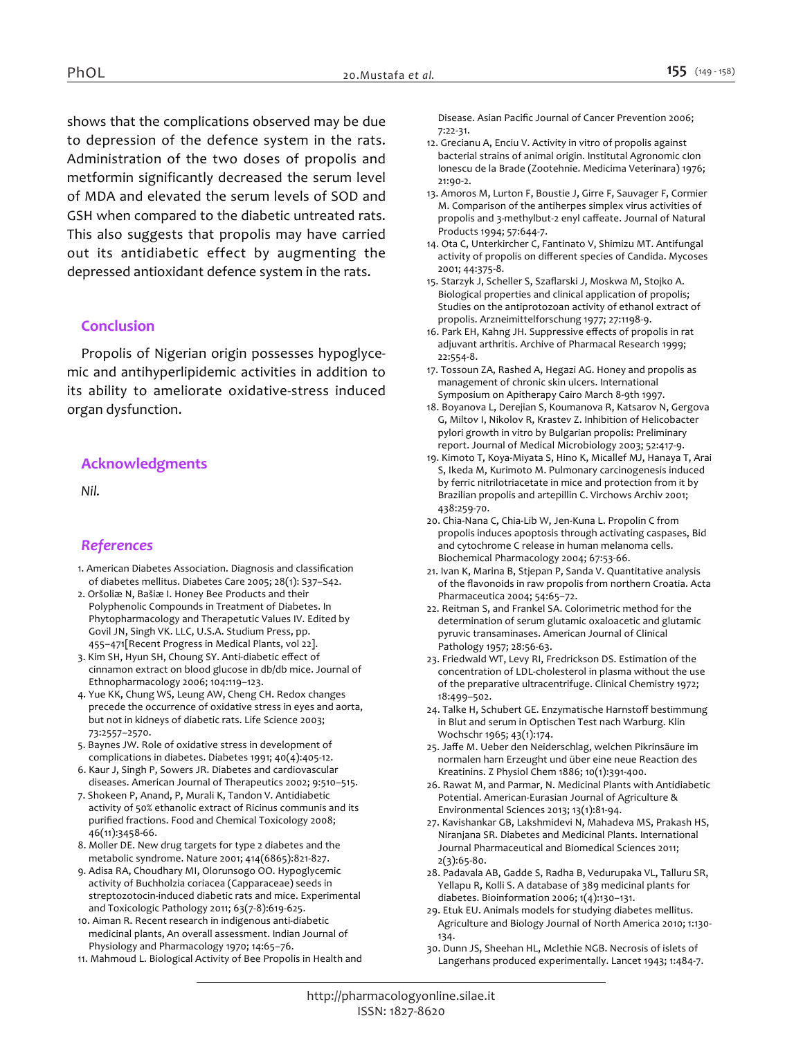shows that the complications observed may be due to depression of the defence system in the rats. Administration of the two doses of propolis and metformin significantly decreased the serum level of MDA and elevated the serum levels of SOD and GSH when compared to the diabetic untreated rats. This also suggests that propolis may have carried out its antidiabetic effect by augmenting the depressed antioxidant defence system in the rats.

## Conclusion

Propolis of Nigerian origin possesses hypoglycemic and antihyperlipidemic activities in addition to its ability to ameliorate oxidative-stress induced organ dysfunction.

## Acknowledgments

*Nil.*

## *References*

1. American Diabetes Association. Diagnosis and classification of diabetes mellitus. Diabetes Care 2005; 28(1): S37–S42.
2. Oršoliæ N, Bašiæ I. Honey Bee Products and their Polyphenolic Compounds in Treatment of Diabetes. In Phytopharmacology and Therapetutic Values IV. Edited by Govil JN, Singh VK. LLC, U.S.A. Studium Press, pp. 455–471[Recent Progress in Medical Plants, vol 22].
3. Kim SH, Hyun SH, Choung SY. Anti-diabetic effect of cinnamon extract on blood glucose in db/db mice. Journal of Ethnopharmacology 2006; 104:119–123.
4. Yue KK, Chung WS, Leung AW, Cheng CH. Redox changes precede the occurrence of oxidative stress in eyes and aorta, but not in kidneys of diabetic rats. Life Science 2003; 73:2557–2570.
5. Baynes JW. Role of oxidative stress in development of complications in diabetes. Diabetes 1991; 40(4):405-12.
6. Kaur J, Singh P, Sowers JR. Diabetes and cardiovascular diseases. American Journal of Therapeutics 2002; 9:510–515.
7. Shokeen P, Anand, P, Murali K, Tandon V. Antidiabetic activity of 50% ethanolic extract of Ricinus communis and its purified fractions. Food and Chemical Toxicology 2008; 46(11):3458-66.
8. Moller DE. New drug targets for type 2 diabetes and the metabolic syndrome. Nature 2001; 414(6865):821-827.
9. Adisa RA, Choudhary MI, Olorunsogo OO. Hypoglycemic activity of Buchholzia coriacea (Capparaceae) seeds in streptozotocin-induced diabetic rats and mice. Experimental and Toxicologic Pathology 2011; 63(7-8):619-625.
10. Aiman R. Recent research in indigenous anti-diabetic medicinal plants, An overall assessment. Indian Journal of Physiology and Pharmacology 1970; 14:65–76.
11. Mahmoud L. Biological Activity of Bee Propolis in Health and Disease. Asian Pacific Journal of Cancer Prevention 2006; 7:22-31.
12. Grecianu A, Enciu V. Activity in vitro of propolis against bacterial strains of animal origin. Institutal Agronomic cIon Ionescu de la Brade (Zootehnie. Medicima Veterinara) 1976; 21:90-2.
13. Amoros M, Lurton F, Boustie J, Girre F, Sauvager F, Cormier M. Comparison of the antiherpes simplex virus activities of propolis and 3-methylbut-2 enyl caffeate. Journal of Natural Products 1994; 57:644-7.
14. Ota C, Unterkircher C, Fantinato V, Shimizu MT. Antifungal activity of propolis on different species of Candida. Mycoses 2001; 44:375-8.
15. Starzyk J, Scheller S, Szaflarski J, Moskwa M, Stojko A. Biological properties and clinical application of propolis; Studies on the antiprotozoan activity of ethanol extract of propolis. Arzneimittelforschung 1977; 27:1198-9.
16. Park EH, Kahng JH. Suppressive effects of propolis in rat adjuvant arthritis. Archive of Pharmacal Research 1999; 22:554-8.
17. Tossoun ZA, Rashed A, Hegazi AG. Honey and propolis as management of chronic skin ulcers. International Symposium on Apitherapy Cairo March 8-9th 1997.
18. Boyanova L, Derejian S, Koumanova R, Katsarov N, Gergova G, Miltov I, Nikolov R, Krastev Z. Inhibition of Helicobacter pylori growth in vitro by Bulgarian propolis: Preliminary report. Journal of Medical Microbiology 2003; 52:417-9.
19. Kimoto T, Koya-Miyata S, Hino K, Micallef MJ, Hanaya T, Arai S, Ikeda M, Kurimoto M. Pulmonary carcinogenesis induced by ferric nitrilotriacetate in mice and protection from it by Brazilian propolis and artepillin C. Virchows Archiv 2001; 438:259-70.
20. Chia-Nana C, Chia-Lib W, Jen-Kuna L. Propolin C from propolis induces apoptosis through activating caspases, Bid and cytochrome C release in human melanoma cells. Biochemical Pharmacology 2004; 67:53-66.
21. Ivan K, Marina B, Stjepan P, Sanda V. Quantitative analysis of the flavonoids in raw propolis from northern Croatia. Acta Pharmaceutica 2004; 54:65–72.
22. Reitman S, and Frankel SA. Colorimetric method for the determination of serum glutamic oxaloacetic and glutamic pyruvic transaminases. American Journal of Clinical Pathology 1957; 28:56-63.
23. Friedwald WT, Levy RI, Fredrickson DS. Estimation of the concentration of LDL-cholesterol in plasma without the use of the preparative ultracentrifuge. Clinical Chemistry 1972; 18:499–502.
24. Talke H, Schubert GE. Enzymatische Harnstoff bestimmung in Blut and serum in Optischen Test nach Warburg. Klin Wochschr 1965; 43(1):174.
25. Jaffe M. Ueber den Neiderschlag, welchen Pikrinsäure im normalen harn Erzeught und über eine neue Reaction des Kreatinins. Z Physiol Chem 1886; 10(1):391-400.
26. Rawat M, and Parmar, N. Medicinal Plants with Antidiabetic Potential. American-Eurasian Journal of Agriculture & Environmental Sciences 2013; 13(1):81-94.
27. Kavishankar GB, Lakshmidevi N, Mahadeva MS, Prakash HS, Niranjana SR. Diabetes and Medicinal Plants. International Journal Pharmaceutical and Biomedical Sciences 2011; 2(3):65-80.
28. Padavala AB, Gadde S, Radha B, Vedurupaka VL, Talluru SR, Yellapu R, Kolli S. A database of 389 medicinal plants for diabetes. Bioinformation 2006; 1(4):130–131.
29. Etuk EU. Animals models for studying diabetes mellitus. Agriculture and Biology Journal of North America 2010; 1:130-134.
30. Dunn JS, Sheehan HL, Mclethie NGB. Necrosis of islets of Langerhans produced experimentally. Lancet 1943; 1:484-7.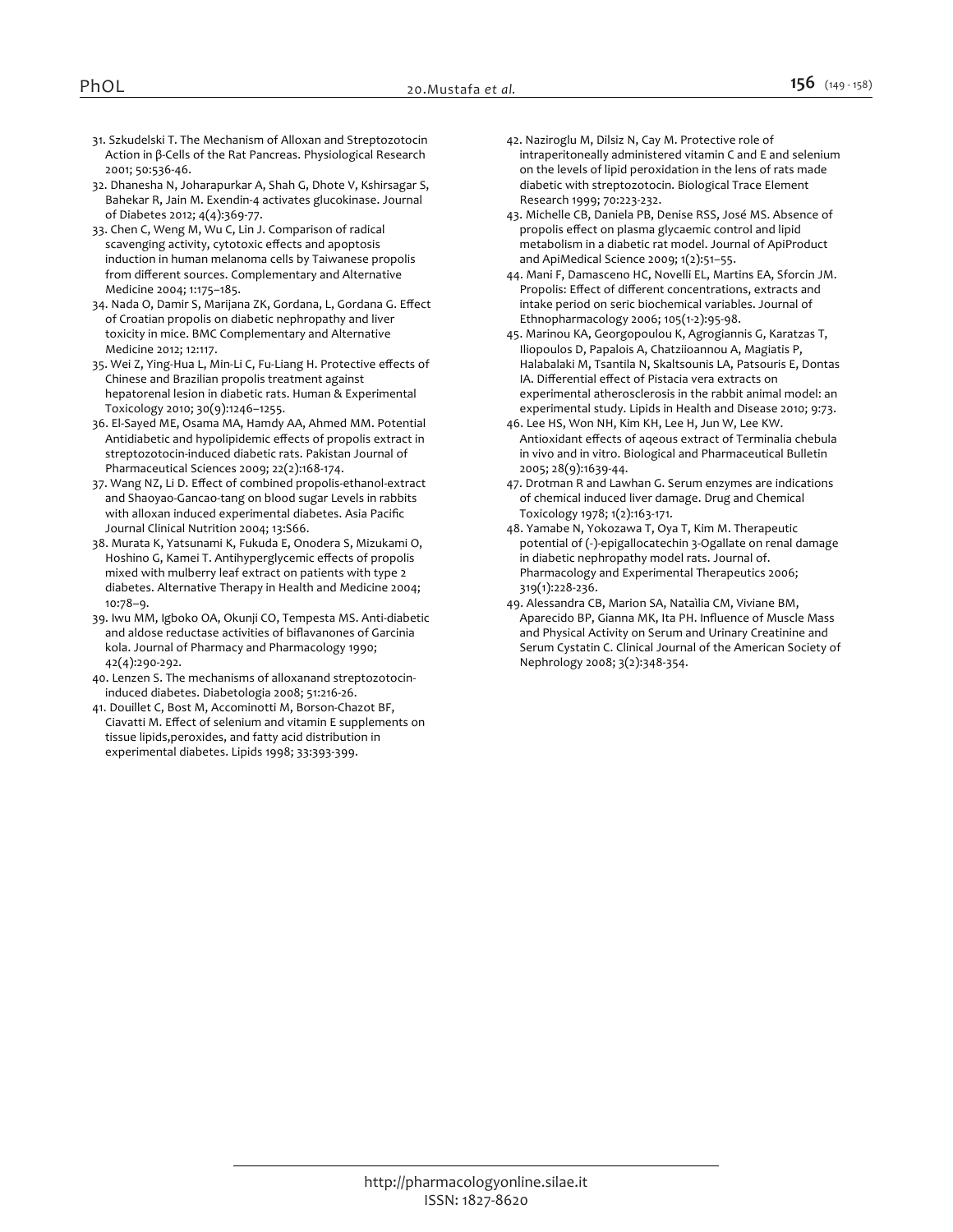31. Szkudelski T. The Mechanism of Alloxan and Streptozotocin Action in β-Cells of the Rat Pancreas. Physiological Research 2001; 50:536-46.
32. Dhanesha N, Joharapurkar A, Shah G, Dhote V, Kshirsagar S, Bahekar R, Jain M. Exendin-4 activates glucokinase. Journal of Diabetes 2012; 4(4):369-77.
33. Chen C, Weng M, Wu C, Lin J. Comparison of radical scavenging activity, cytotoxic effects and apoptosis induction in human melanoma cells by Taiwanese propolis from different sources. Complementary and Alternative Medicine 2004; 1:175–185.
34. Nada O, Damir S, Marijana ZK, Gordana, L, Gordana G. Effect of Croatian propolis on diabetic nephropathy and liver toxicity in mice. BMC Complementary and Alternative Medicine 2012; 12:117.
35. Wei Z, Ying-Hua L, Min-Li C, Fu-Liang H. Protective effects of Chinese and Brazilian propolis treatment against hepatorenal lesion in diabetic rats. Human & Experimental Toxicology 2010; 30(9):1246–1255.
36. El-Sayed ME, Osama MA, Hamdy AA, Ahmed MM. Potential Antidiabetic and hypolipidemic effects of propolis extract in streptozotocin-induced diabetic rats. Pakistan Journal of Pharmaceutical Sciences 2009; 22(2):168-174.
37. Wang NZ, Li D. Effect of combined propolis-ethanol-extract and Shaoyao-Gancao-tang on blood sugar Levels in rabbits with alloxan induced experimental diabetes. Asia Pacific Journal Clinical Nutrition 2004; 13:S66.
38. Murata K, Yatsunami K, Fukuda E, Onodera S, Mizukami O, Hoshino G, Kamei T. Antihyperglycemic effects of propolis mixed with mulberry leaf extract on patients with type 2 diabetes. Alternative Therapy in Health and Medicine 2004; 10:78–9.
39. Iwu MM, Igboko OA, Okunji CO, Tempesta MS. Anti-diabetic and aldose reductase activities of biflavanones of Garcinia kola. Journal of Pharmacy and Pharmacology 1990; 42(4):290-292.
40. Lenzen S. The mechanisms of alloxanand streptozotocin-induced diabetes. Diabetologia 2008; 51:216-26.
41. Douillet C, Bost M, Accominotti M, Borson-Chazot BF, Ciavatti M. Effect of selenium and vitamin E supplements on tissue lipids,peroxides, and fatty acid distribution in experimental diabetes. Lipids 1998; 33:393-399.
42. Naziroglu M, Dilsiz N, Cay M. Protective role of intraperitoneally administered vitamin C and E and selenium on the levels of lipid peroxidation in the lens of rats made diabetic with streptozotocin. Biological Trace Element Research 1999; 70:223-232.
43. Michelle CB, Daniela PB, Denise RSS, José MS. Absence of propolis effect on plasma glycaemic control and lipid metabolism in a diabetic rat model. Journal of ApiProduct and ApiMedical Science 2009; 1(2):51–55.
44. Mani F, Damasceno HC, Novelli EL, Martins EA, Sforcin JM. Propolis: Effect of different concentrations, extracts and intake period on seric biochemical variables. Journal of Ethnopharmacology 2006; 105(1-2):95-98.
45. Marinou KA, Georgopoulou K, Agrogiannis G, Karatzas T, Iliopoulos D, Papalois A, Chatziioannou A, Magiatis P, Halabalaki M, Tsantila N, Skaltsounis LA, Patsouris E, Dontas IA. Differential effect of Pistacia vera extracts on experimental atherosclerosis in the rabbit animal model: an experimental study. Lipids in Health and Disease 2010; 9:73.
46. Lee HS, Won NH, Kim KH, Lee H, Jun W, Lee KW. Antioxidant effects of aqeous extract of Terminalia chebula in vivo and in vitro. Biological and Pharmaceutical Bulletin 2005; 28(9):1639-44.
47. Drotman R and Lawhan G. Serum enzymes are indications of chemical induced liver damage. Drug and Chemical Toxicology 1978; 1(2):163-171.
48. Yamabe N, Yokozawa T, Oya T, Kim M. Therapeutic potential of (-)-epigallocatechin 3-Ogallate on renal damage in diabetic nephropathy model rats. Journal of. Pharmacology and Experimental Therapeutics 2006; 319(1):228-236.
49. Alessandra CB, Marion SA, Nataìlia CM, Viviane BM, Aparecido BP, Gianna MK, Ita PH. Influence of Muscle Mass and Physical Activity on Serum and Urinary Creatinine and Serum Cystatin C. Clinical Journal of the American Society of Nephrology 2008; 3(2):348-354.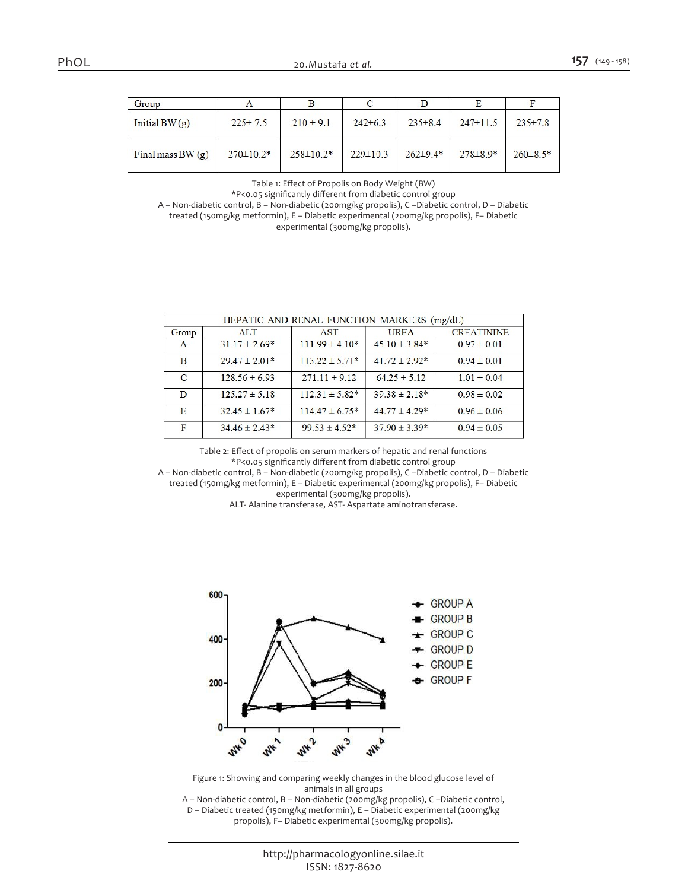| Group | A | B | C | D | E | F |
|---|---|---|---|---|---|---|
| Initial BW (g) | 225± 7.5 | 210 ± 9.1 | 242±6.3 | 235±8.4 | 247±11.5 | 235±7.8 |
| Final mass BW (g) | 270±10.2* | 258±10.2* | 229±10.3 | 262±9.4* | 278±8.9* | 260±8.5* |

Table 1: Effect of Propolis on Body Weight (BW)
*P<0.05 significantly different from diabetic control group
A – Non-diabetic control, B – Non-diabetic (200mg/kg propolis), C –Diabetic control, D – Diabetic treated (150mg/kg metformin), E – Diabetic experimental (200mg/kg propolis), F– Diabetic experimental (300mg/kg propolis).

| HEPATIC AND RENAL FUNCTION MARKERS (mg/dL) | | | | |
|---|---|---|---|---|
| Group | ALT | AST | UREA | CREATININE |
| A | 31.17 ± 2.69* | 111.99 ± 4.10* | 45.10 ± 3.84* | 0.97 ± 0.01 |
| B | 29.47 ± 2.01* | 113.22 ± 5.71* | 41.72 ± 2.92* | 0.94 ± 0.01 |
| C | 128.56 ± 6.93 | 271.11 ± 9.12 | 64.25 ± 5.12 | 1.01 ± 0.04 |
| D | 125.27 ± 5.18 | 112.31 ± 5.82* | 39.38 ± 2.18* | 0.98 ± 0.02 |
| E | 32.45 ± 1.67* | 114.47 ± 6.75* | 44.77 ± 4.29* | 0.96 ± 0.06 |
| F | 34.46 ± 2.43* | 99.53 ± 4.52* | 37.90 ± 3.39* | 0.94 ± 0.05 |

Table 2: Effect of propolis on serum markers of hepatic and renal functions
*P<0.05 significantly different from diabetic control group
A – Non-diabetic control, B – Non-diabetic (200mg/kg propolis), C –Diabetic control, D – Diabetic treated (150mg/kg metformin), E – Diabetic experimental (200mg/kg propolis), F– Diabetic experimental (300mg/kg propolis).
ALT- Alanine transferase, AST- Aspartate aminotransferase.

Figure 1: Showing and comparing weekly changes in the blood glucose level of animals in all groups
A – Non-diabetic control, B – Non-diabetic (200mg/kg propolis), C –Diabetic control, D – Diabetic treated (150mg/kg metformin), E – Diabetic experimental (200mg/kg propolis), F– Diabetic experimental (300mg/kg propolis).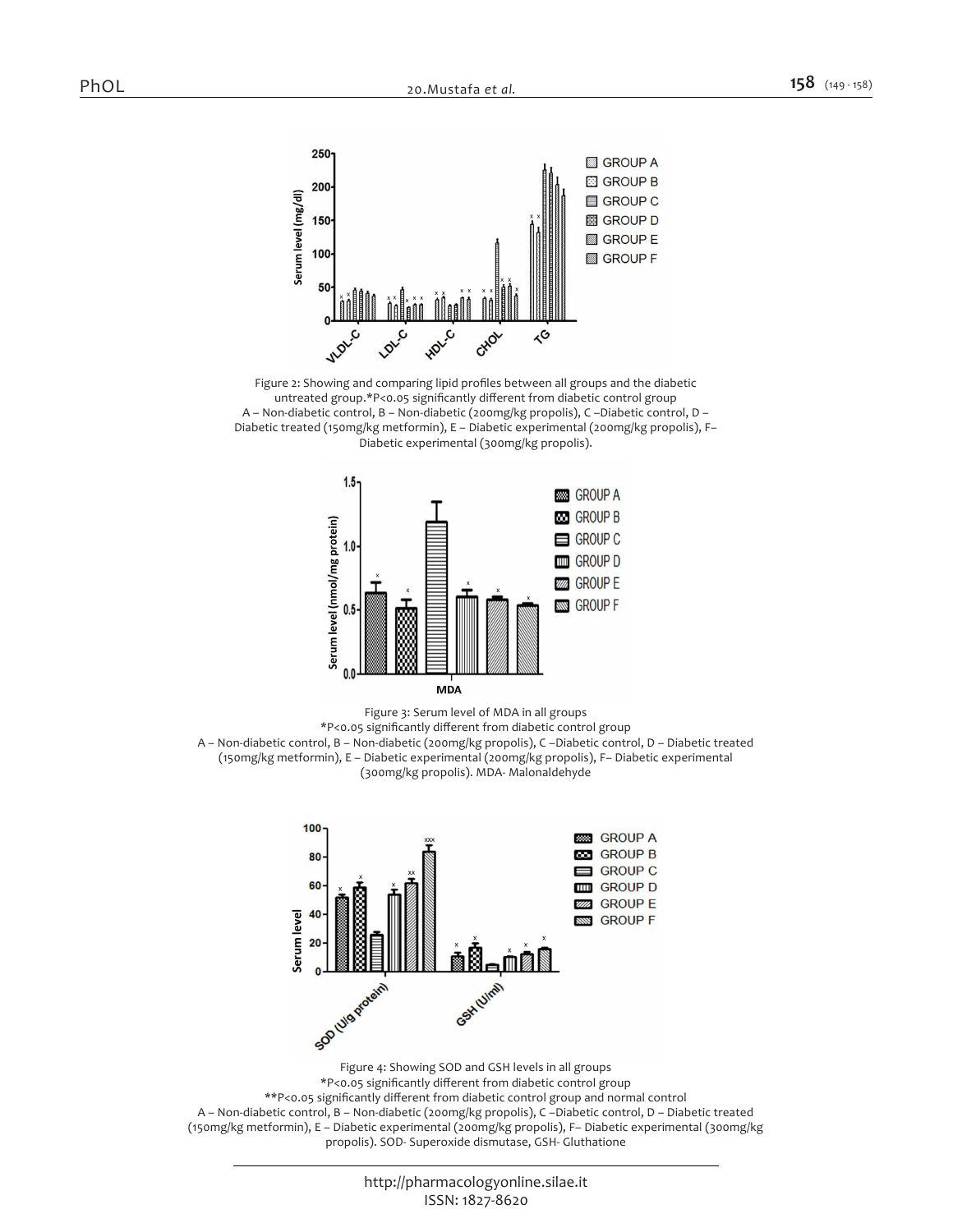250
200
150
100
50
0
Serum level (mg/dl)
VLDL-C
LDL-C
HDL-C
CHOL
TG
GROUP A
GROUP B
GROUP C
GROUP D
GROUP E
GROUP F

Figure 2: Showing and comparing lipid profiles between all groups and the diabetic untreated group.*P<0.05 significantly different from diabetic control group
A – Non-diabetic control, B – Non-diabetic (200mg/kg propolis), C –Diabetic control, D – Diabetic treated (150mg/kg metformin), E – Diabetic experimental (200mg/kg propolis), F– Diabetic experimental (300mg/kg propolis).

1.5
1.0
0.5
0.0
Serum level (nmol/mg protein)
MDA
GROUP A
GROUP B
GROUP C
GROUP D
GROUP E
GROUP F

Figure 3: Serum level of MDA in all groups
*P<0.05 significantly different from diabetic control group
A – Non-diabetic control, B – Non-diabetic (200mg/kg propolis), C –Diabetic control, D – Diabetic treated (150mg/kg metformin), E – Diabetic experimental (200mg/kg propolis), F– Diabetic experimental (300mg/kg propolis). MDA- Malonaldehyde

100
80
60
40
20
0
Serum level
SOD (U/g protein)
GSH (U/ml)
GROUP A
GROUP B
GROUP C
GROUP D
GROUP E
GROUP F

Figure 4: Showing SOD and GSH levels in all groups
*P<0.05 significantly different from diabetic control group
**P<0.05 significantly different from diabetic control group and normal control
A – Non-diabetic control, B – Non-diabetic (200mg/kg propolis), C –Diabetic control, D – Diabetic treated (150mg/kg metformin), E – Diabetic experimental (200mg/kg propolis), F– Diabetic experimental (300mg/kg propolis). SOD- Superoxide dismutase, GSH- Gluthatione